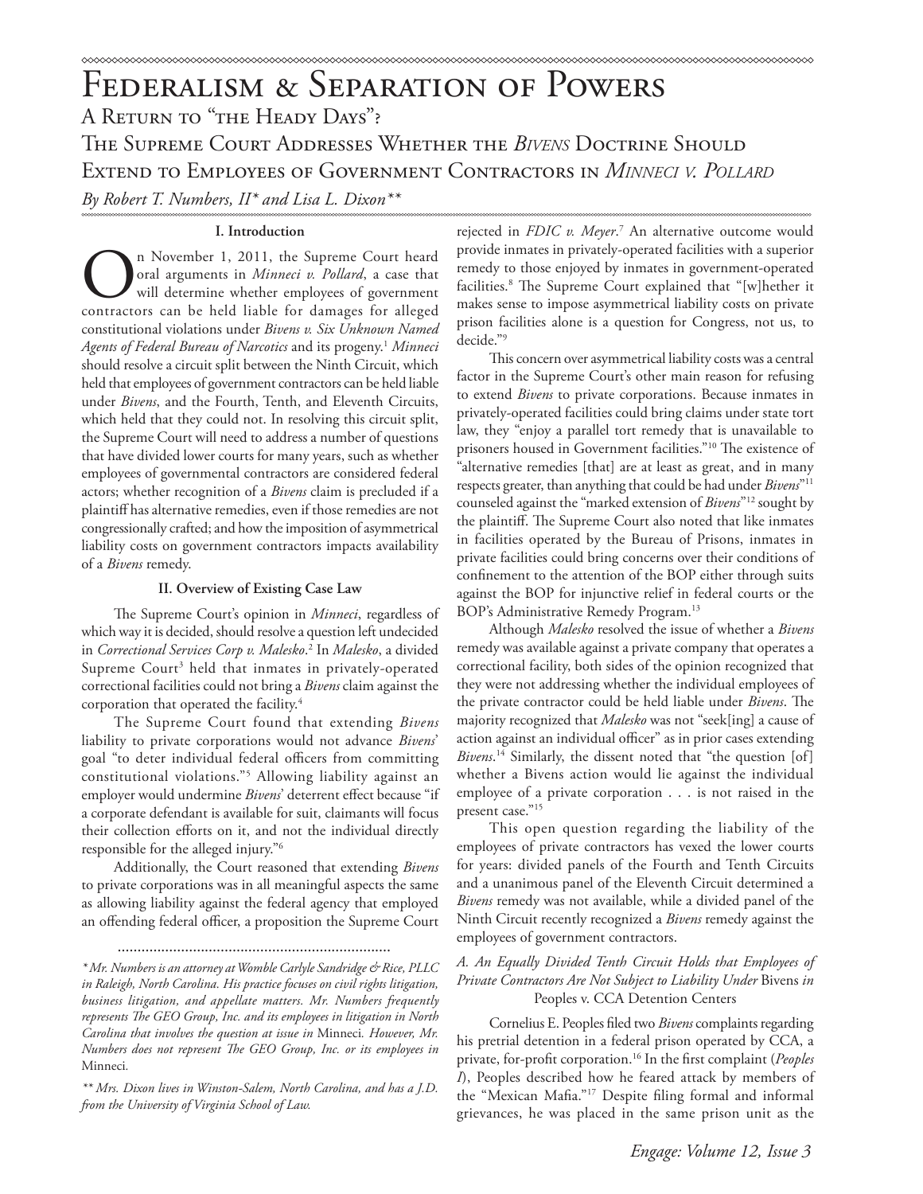# Federalism & Separation of Powers

## A Return to "the Heady Days"? The Supreme Court Addresses Whether the *Bivens* Doctrine Should Extend to Employees of Government Contractors in *Minneci v. Pollard*

*By Robert T. Numbers, II\* and Lisa L. Dixon\*\**

### I. Introduction

On November 1, 2011, the Supreme Court heard oral arguments in *Minneci v. Pollard*, a case that will determine whether employees of government contractors can be held liable for damages for alleged constitutional violations under *Bivens v. Six Unknown Named Agents of Federal Bureau of Narcotics* and its progeny.[1] *Minneci* should resolve a circuit split between the Ninth Circuit, which held that employees of government contractors can be held liable under *Bivens*, and the Fourth, Tenth, and Eleventh Circuits, which held that they could not. In resolving this circuit split, the Supreme Court will need to address a number of questions that have divided lower courts for many years, such as whether employees of governmental contractors are considered federal actors; whether recognition of a *Bivens* claim is precluded if a plaintiff has alternative remedies, even if those remedies are not congressionally crafted; and how the imposition of asymmetrical liability costs on government contractors impacts availability of a *Bivens* remedy.

### II. Overview of Existing Case Law

The Supreme Court's opinion in *Minneci*, regardless of which way it is decided, should resolve a question left undecided in *Correctional Services Corp v. Malesko*.[2] In *Malesko*, a divided Supreme Court[3] held that inmates in privately-operated correctional facilities could not bring a *Bivens* claim against the corporation that operated the facility.[4]

The Supreme Court found that extending *Bivens* liability to private corporations would not advance *Bivens*' goal "to deter individual federal officers from committing constitutional violations."[5] Allowing liability against an employer would undermine *Bivens*' deterrent effect because "if a corporate defendant is available for suit, claimants will focus their collection efforts on it, and not the individual directly responsible for the alleged injury."[6]

Additionally, the Court reasoned that extending *Bivens* to private corporations was in all meaningful aspects the same as allowing liability against the federal agency that employed an offending federal officer, a proposition the Supreme Court rejected in *FDIC v. Meyer*.[7] An alternative outcome would provide inmates in privately-operated facilities with a superior remedy to those enjoyed by inmates in government-operated facilities.[8] The Supreme Court explained that "[w]hether it makes sense to impose asymmetrical liability costs on private prison facilities alone is a question for Congress, not us, to decide."[9]

This concern over asymmetrical liability costs was a central factor in the Supreme Court's other main reason for refusing to extend *Bivens* to private corporations. Because inmates in privately-operated facilities could bring claims under state tort law, they "enjoy a parallel tort remedy that is unavailable to prisoners housed in Government facilities."[10] The existence of "alternative remedies [that] are at least as great, and in many respects greater, than anything that could be had under *Bivens*"[11] counseled against the "marked extension of *Bivens*"[12] sought by the plaintiff. The Supreme Court also noted that like inmates in facilities operated by the Bureau of Prisons, inmates in private facilities could bring concerns over their conditions of confinement to the attention of the BOP either through suits against the BOP for injunctive relief in federal courts or the BOP's Administrative Remedy Program.[13]

Although *Malesko* resolved the issue of whether a *Bivens* remedy was available against a private company that operates a correctional facility, both sides of the opinion recognized that they were not addressing whether the individual employees of the private contractor could be held liable under *Bivens*. The majority recognized that *Malesko* was not "seek[ing] a cause of action against an individual officer" as in prior cases extending *Bivens*.[14] Similarly, the dissent noted that "the question [of] whether a Bivens action would lie against the individual employee of a private corporation . . . is not raised in the present case."[15]

This open question regarding the liability of the employees of private contractors has vexed the lower courts for years: divided panels of the Fourth and Tenth Circuits and a unanimous panel of the Eleventh Circuit determined a *Bivens* remedy was not available, while a divided panel of the Ninth Circuit recently recognized a *Bivens* remedy against the employees of government contractors.

#### *A. An Equally Divided Tenth Circuit Holds that Employees of Private Contractors Are Not Subject to Liability Under* Bivens *in* Peoples v. CCA Detention Centers

Cornelius E. Peoples filed two *Bivens* complaints regarding his pretrial detention in a federal prison operated by CCA, a private, for-profit corporation.[16] In the first complaint (*Peoples I*), Peoples described how he feared attack by members of the "Mexican Mafia."[17] Despite filing formal and informal grievances, he was placed in the same prison unit as the

---

*\* Mr. Numbers is an attorney at Womble Carlyle Sandridge & Rice, PLLC in Raleigh, North Carolina. His practice focuses on civil rights litigation, business litigation, and appellate matters. Mr. Numbers frequently represents The GEO Group, Inc. and its employees in litigation in North Carolina that involves the question at issue in* Minneci*. However, Mr. Numbers does not represent The GEO Group, Inc. or its employees in* Minneci*.*

*\*\* Mrs. Dixon lives in Winston-Salem, North Carolina, and has a J.D. from the University of Virginia School of Law.*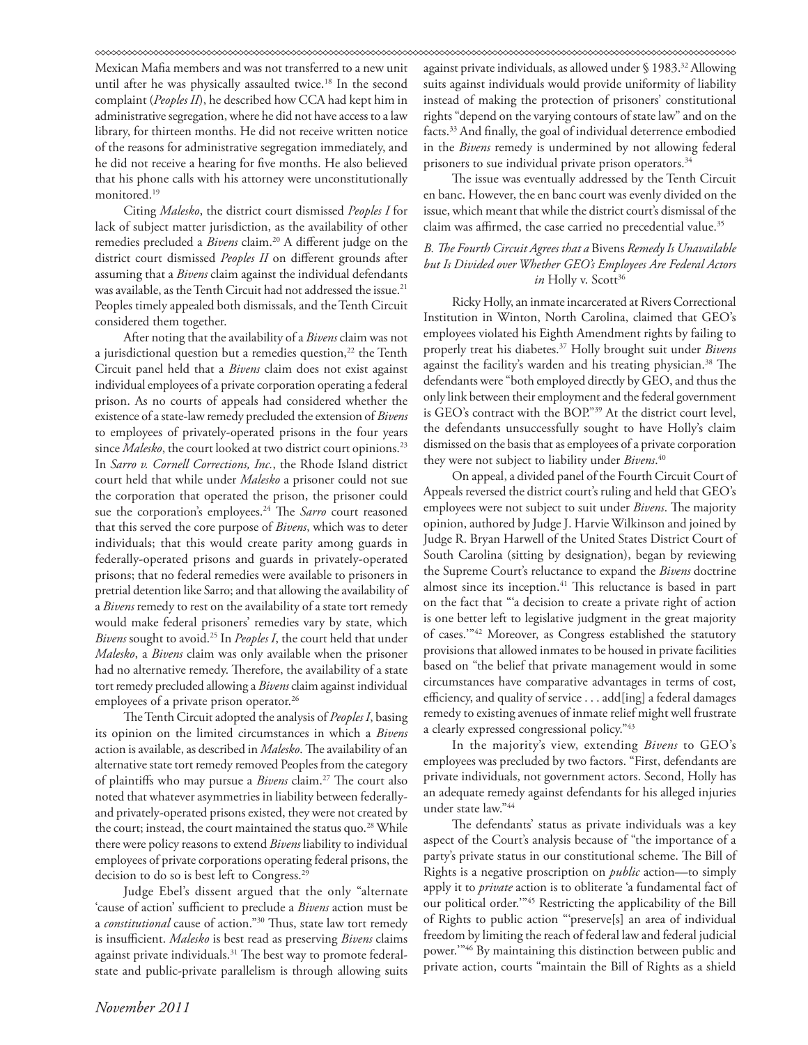Mexican Mafia members and was not transferred to a new unit until after he was physically assaulted twice.[18] In the second complaint (*Peoples II*), he described how CCA had kept him in administrative segregation, where he did not have access to a law library, for thirteen months. He did not receive written notice of the reasons for administrative segregation immediately, and he did not receive a hearing for five months. He also believed that his phone calls with his attorney were unconstitutionally monitored.[19]

Citing *Malesko*, the district court dismissed *Peoples I* for lack of subject matter jurisdiction, as the availability of other remedies precluded a *Bivens* claim.[20] A different judge on the district court dismissed *Peoples II* on different grounds after assuming that a *Bivens* claim against the individual defendants was available, as the Tenth Circuit had not addressed the issue.[21] Peoples timely appealed both dismissals, and the Tenth Circuit considered them together.

After noting that the availability of a *Bivens* claim was not a jurisdictional question but a remedies question,[22] the Tenth Circuit panel held that a *Bivens* claim does not exist against individual employees of a private corporation operating a federal prison. As no courts of appeals had considered whether the existence of a state-law remedy precluded the extension of *Bivens* to employees of privately-operated prisons in the four years since *Malesko*, the court looked at two district court opinions.[23] In *Sarro v. Cornell Corrections, Inc.*, the Rhode Island district court held that while under *Malesko* a prisoner could not sue the corporation that operated the prison, the prisoner could sue the corporation's employees.[24] The *Sarro* court reasoned that this served the core purpose of *Bivens*, which was to deter individuals; that this would create parity among guards in federally-operated prisons and guards in privately-operated prisons; that no federal remedies were available to prisoners in pretrial detention like Sarro; and that allowing the availability of a *Bivens* remedy to rest on the availability of a state tort remedy would make federal prisoners' remedies vary by state, which *Bivens* sought to avoid.[25] In *Peoples I*, the court held that under *Malesko*, a *Bivens* claim was only available when the prisoner had no alternative remedy. Therefore, the availability of a state tort remedy precluded allowing a *Bivens* claim against individual employees of a private prison operator.[26]

The Tenth Circuit adopted the analysis of *Peoples I*, basing its opinion on the limited circumstances in which a *Bivens* action is available, as described in *Malesko*. The availability of an alternative state tort remedy removed Peoples from the category of plaintiffs who may pursue a *Bivens* claim.[27] The court also noted that whatever asymmetries in liability between federally- and privately-operated prisons existed, they were not created by the court; instead, the court maintained the status quo.[28] While there were policy reasons to extend *Bivens* liability to individual employees of private corporations operating federal prisons, the decision to do so is best left to Congress.[29]

Judge Ebel's dissent argued that the only "alternate 'cause of action' sufficient to preclude a *Bivens* action must be a *constitutional* cause of action."[30] Thus, state law tort remedy is insufficient. *Malesko* is best read as preserving *Bivens* claims against private individuals.[31] The best way to promote federal-state and public-private parallelism is through allowing suits against private individuals, as allowed under § 1983.[32] Allowing suits against individuals would provide uniformity of liability instead of making the protection of prisoners' constitutional rights "depend on the varying contours of state law" and on the facts.[33] And finally, the goal of individual deterrence embodied in the *Bivens* remedy is undermined by not allowing federal prisoners to sue individual private prison operators.[34]

The issue was eventually addressed by the Tenth Circuit en banc. However, the en banc court was evenly divided on the issue, which meant that while the district court's dismissal of the claim was affirmed, the case carried no precedential value.[35]

### *B. The Fourth Circuit Agrees that a* Bivens *Remedy Is Unavailable but Is Divided over Whether GEO's Employees Are Federal Actors in* Holly v. Scott[36]

Ricky Holly, an inmate incarcerated at Rivers Correctional Institution in Winton, North Carolina, claimed that GEO's employees violated his Eighth Amendment rights by failing to properly treat his diabetes.[37] Holly brought suit under *Bivens* against the facility's warden and his treating physician.[38] The defendants were "both employed directly by GEO, and thus the only link between their employment and the federal government is GEO's contract with the BOP."[39] At the district court level, the defendants unsuccessfully sought to have Holly's claim dismissed on the basis that as employees of a private corporation they were not subject to liability under *Bivens*.[40]

On appeal, a divided panel of the Fourth Circuit Court of Appeals reversed the district court's ruling and held that GEO's employees were not subject to suit under *Bivens*. The majority opinion, authored by Judge J. Harvie Wilkinson and joined by Judge R. Bryan Harwell of the United States District Court of South Carolina (sitting by designation), began by reviewing the Supreme Court's reluctance to expand the *Bivens* doctrine almost since its inception.[41] This reluctance is based in part on the fact that "'a decision to create a private right of action is one better left to legislative judgment in the great majority of cases.'"[42] Moreover, as Congress established the statutory provisions that allowed inmates to be housed in private facilities based on "the belief that private management would in some circumstances have comparative advantages in terms of cost, efficiency, and quality of service . . . add[ing] a federal damages remedy to existing avenues of inmate relief might well frustrate a clearly expressed congressional policy."[43]

In the majority's view, extending *Bivens* to GEO's employees was precluded by two factors. "First, defendants are private individuals, not government actors. Second, Holly has an adequate remedy against defendants for his alleged injuries under state law."[44]

The defendants' status as private individuals was a key aspect of the Court's analysis because of "the importance of a party's private status in our constitutional scheme. The Bill of Rights is a negative proscription on *public* action—to simply apply it to *private* action is to obliterate 'a fundamental fact of our political order.'"[45] Restricting the applicability of the Bill of Rights to public action "'preserve[s] an area of individual freedom by limiting the reach of federal law and federal judicial power.'"[46] By maintaining this distinction between public and private action, courts "maintain the Bill of Rights as a shield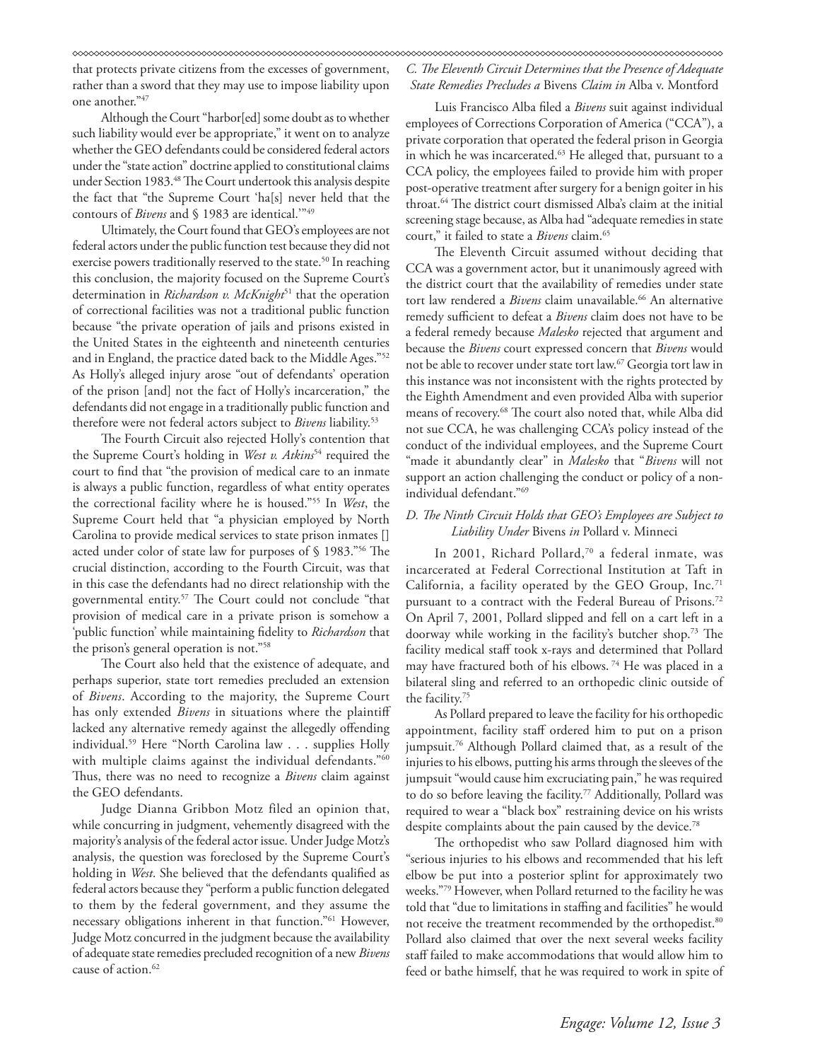that protects private citizens from the excesses of government, rather than a sword that they may use to impose liability upon one another."[47]

Although the Court "harbor[ed] some doubt as to whether such liability would ever be appropriate," it went on to analyze whether the GEO defendants could be considered federal actors under the "state action" doctrine applied to constitutional claims under Section 1983.[48] The Court undertook this analysis despite the fact that "the Supreme Court 'ha[s] never held that the contours of *Bivens* and § 1983 are identical.'"[49]

Ultimately, the Court found that GEO's employees are not federal actors under the public function test because they did not exercise powers traditionally reserved to the state.[50] In reaching this conclusion, the majority focused on the Supreme Court's determination in *Richardson v. McKnight*[51] that the operation of correctional facilities was not a traditional public function because "the private operation of jails and prisons existed in the United States in the eighteenth and nineteenth centuries and in England, the practice dated back to the Middle Ages."[52] As Holly's alleged injury arose "out of defendants' operation of the prison [and] not the fact of Holly's incarceration," the defendants did not engage in a traditionally public function and therefore were not federal actors subject to *Bivens* liability.[53]

The Fourth Circuit also rejected Holly's contention that the Supreme Court's holding in *West v. Atkins*[54] required the court to find that "the provision of medical care to an inmate is always a public function, regardless of what entity operates the correctional facility where he is housed."[55] In *West*, the Supreme Court held that "a physician employed by North Carolina to provide medical services to state prison inmates [] acted under color of state law for purposes of § 1983."[56] The crucial distinction, according to the Fourth Circuit, was that in this case the defendants had no direct relationship with the governmental entity.[57] The Court could not conclude "that provision of medical care in a private prison is somehow a 'public function' while maintaining fidelity to *Richardson* that the prison's general operation is not."[58]

The Court also held that the existence of adequate, and perhaps superior, state tort remedies precluded an extension of *Bivens*. According to the majority, the Supreme Court has only extended *Bivens* in situations where the plaintiff lacked any alternative remedy against the allegedly offending individual.[59] Here "North Carolina law . . . supplies Holly with multiple claims against the individual defendants."[60] Thus, there was no need to recognize a *Bivens* claim against the GEO defendants.

Judge Dianna Gribbon Motz filed an opinion that, while concurring in judgment, vehemently disagreed with the majority's analysis of the federal actor issue. Under Judge Motz's analysis, the question was foreclosed by the Supreme Court's holding in *West*. She believed that the defendants qualified as federal actors because they "perform a public function delegated to them by the federal government, and they assume the necessary obligations inherent in that function."[61] However, Judge Motz concurred in the judgment because the availability of adequate state remedies precluded recognition of a new *Bivens* cause of action.[62]

### *C. The Eleventh Circuit Determines that the Presence of Adequate State Remedies Precludes a* Bivens *Claim in* Alba v. Montford

Luis Francisco Alba filed a *Bivens* suit against individual employees of Corrections Corporation of America ("CCA"), a private corporation that operated the federal prison in Georgia in which he was incarcerated.[63] He alleged that, pursuant to a CCA policy, the employees failed to provide him with proper post-operative treatment after surgery for a benign goiter in his throat.[64] The district court dismissed Alba's claim at the initial screening stage because, as Alba had "adequate remedies in state court," it failed to state a *Bivens* claim.[65]

The Eleventh Circuit assumed without deciding that CCA was a government actor, but it unanimously agreed with the district court that the availability of remedies under state tort law rendered a *Bivens* claim unavailable.[66] An alternative remedy sufficient to defeat a *Bivens* claim does not have to be a federal remedy because *Malesko* rejected that argument and because the *Bivens* court expressed concern that *Bivens* would not be able to recover under state tort law.[67] Georgia tort law in this instance was not inconsistent with the rights protected by the Eighth Amendment and even provided Alba with superior means of recovery.[68] The court also noted that, while Alba did not sue CCA, he was challenging CCA's policy instead of the conduct of the individual employees, and the Supreme Court "made it abundantly clear" in *Malesko* that "*Bivens* will not support an action challenging the conduct or policy of a non-individual defendant."[69]

### *D. The Ninth Circuit Holds that GEO's Employees are Subject to Liability Under* Bivens *in* Pollard v. Minneci

In 2001, Richard Pollard,[70] a federal inmate, was incarcerated at Federal Correctional Institution at Taft in California, a facility operated by the GEO Group, Inc.[71] pursuant to a contract with the Federal Bureau of Prisons.[72] On April 7, 2001, Pollard slipped and fell on a cart left in a doorway while working in the facility's butcher shop.[73] The facility medical staff took x-rays and determined that Pollard may have fractured both of his elbows.[74] He was placed in a bilateral sling and referred to an orthopedic clinic outside of the facility.[75]

As Pollard prepared to leave the facility for his orthopedic appointment, facility staff ordered him to put on a prison jumpsuit.[76] Although Pollard claimed that, as a result of the injuries to his elbows, putting his arms through the sleeves of the jumpsuit "would cause him excruciating pain," he was required to do so before leaving the facility.[77] Additionally, Pollard was required to wear a "black box" restraining device on his wrists despite complaints about the pain caused by the device.[78]

The orthopedist who saw Pollard diagnosed him with "serious injuries to his elbows and recommended that his left elbow be put into a posterior splint for approximately two weeks."[79] However, when Pollard returned to the facility he was told that "due to limitations in staffing and facilities" he would not receive the treatment recommended by the orthopedist.[80] Pollard also claimed that over the next several weeks facility staff failed to make accommodations that would allow him to feed or bathe himself, that he was required to work in spite of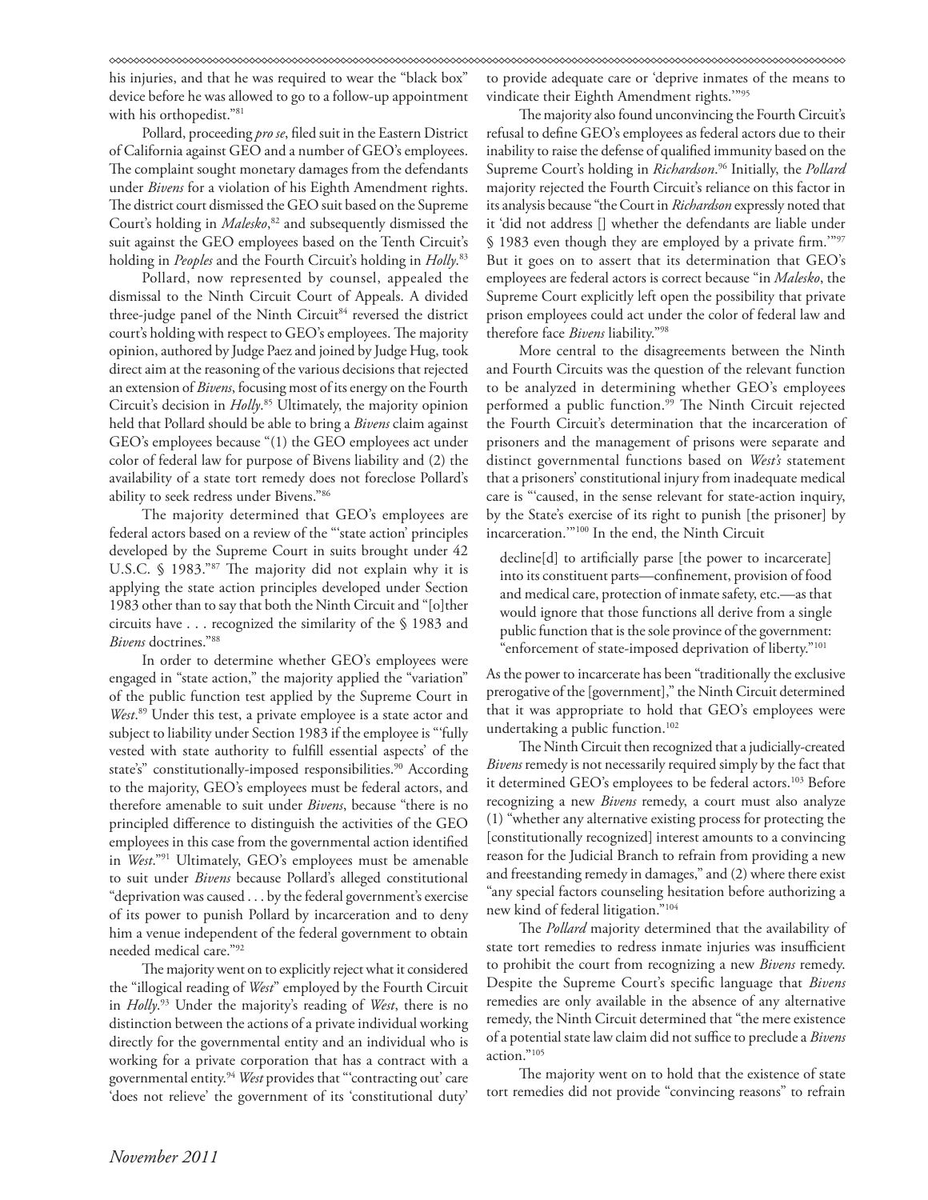his injuries, and that he was required to wear the "black box" device before he was allowed to go to a follow-up appointment with his orthopedist."[81]

Pollard, proceeding *pro se*, filed suit in the Eastern District of California against GEO and a number of GEO's employees. The complaint sought monetary damages from the defendants under *Bivens* for a violation of his Eighth Amendment rights. The district court dismissed the GEO suit based on the Supreme Court's holding in *Malesko*,[82] and subsequently dismissed the suit against the GEO employees based on the Tenth Circuit's holding in *Peoples* and the Fourth Circuit's holding in *Holly*.[83]

Pollard, now represented by counsel, appealed the dismissal to the Ninth Circuit Court of Appeals. A divided three-judge panel of the Ninth Circuit[84] reversed the district court's holding with respect to GEO's employees. The majority opinion, authored by Judge Paez and joined by Judge Hug, took direct aim at the reasoning of the various decisions that rejected an extension of *Bivens*, focusing most of its energy on the Fourth Circuit's decision in *Holly*.[85] Ultimately, the majority opinion held that Pollard should be able to bring a *Bivens* claim against GEO's employees because "(1) the GEO employees act under color of federal law for purpose of Bivens liability and (2) the availability of a state tort remedy does not foreclose Pollard's ability to seek redress under Bivens."[86]

The majority determined that GEO's employees are federal actors based on a review of the "'state action' principles developed by the Supreme Court in suits brought under 42 U.S.C. § 1983."[87] The majority did not explain why it is applying the state action principles developed under Section 1983 other than to say that both the Ninth Circuit and "[o]ther circuits have . . . recognized the similarity of the § 1983 and *Bivens* doctrines."[88]

In order to determine whether GEO's employees were engaged in "state action," the majority applied the "variation" of the public function test applied by the Supreme Court in *West*.[89] Under this test, a private employee is a state actor and subject to liability under Section 1983 if the employee is "'fully vested with state authority to fulfill essential aspects' of the state's" constitutionally-imposed responsibilities.[90] According to the majority, GEO's employees must be federal actors, and therefore amenable to suit under *Bivens*, because "there is no principled difference to distinguish the activities of the GEO employees in this case from the governmental action identified in *West*."[91] Ultimately, GEO's employees must be amenable to suit under *Bivens* because Pollard's alleged constitutional "deprivation was caused . . . by the federal government's exercise of its power to punish Pollard by incarceration and to deny him a venue independent of the federal government to obtain needed medical care."[92]

The majority went on to explicitly reject what it considered the "illogical reading of *West*" employed by the Fourth Circuit in *Holly*.[93] Under the majority's reading of *West*, there is no distinction between the actions of a private individual working directly for the governmental entity and an individual who is working for a private corporation that has a contract with a governmental entity.[94] *West* provides that "'contracting out' care 'does not relieve' the government of its 'constitutional duty' to provide adequate care or 'deprive inmates of the means to vindicate their Eighth Amendment rights.'"[95]

The majority also found unconvincing the Fourth Circuit's refusal to define GEO's employees as federal actors due to their inability to raise the defense of qualified immunity based on the Supreme Court's holding in *Richardson*.[96] Initially, the *Pollard* majority rejected the Fourth Circuit's reliance on this factor in its analysis because "the Court in *Richardson* expressly noted that it 'did not address [] whether the defendants are liable under § 1983 even though they are employed by a private firm.'"[97] But it goes on to assert that its determination that GEO's employees are federal actors is correct because "in *Malesko*, the Supreme Court explicitly left open the possibility that private prison employees could act under the color of federal law and therefore face *Bivens* liability."[98]

More central to the disagreements between the Ninth and Fourth Circuits was the question of the relevant function to be analyzed in determining whether GEO's employees performed a public function.[99] The Ninth Circuit rejected the Fourth Circuit's determination that the incarceration of prisoners and the management of prisons were separate and distinct governmental functions based on *West's* statement that a prisoners' constitutional injury from inadequate medical care is "'caused, in the sense relevant for state-action inquiry, by the State's exercise of its right to punish [the prisoner] by incarceration.'"[100] In the end, the Ninth Circuit

> decline[d] to artificially parse [the power to incarcerate] into its constituent parts—confinement, provision of food and medical care, protection of inmate safety, etc.—as that would ignore that those functions all derive from a single public function that is the sole province of the government: "enforcement of state-imposed deprivation of liberty."[101]

As the power to incarcerate has been "traditionally the exclusive prerogative of the [government]," the Ninth Circuit determined that it was appropriate to hold that GEO's employees were undertaking a public function.[102]

The Ninth Circuit then recognized that a judicially-created *Bivens* remedy is not necessarily required simply by the fact that it determined GEO's employees to be federal actors.[103] Before recognizing a new *Bivens* remedy, a court must also analyze (1) "whether any alternative existing process for protecting the [constitutionally recognized] interest amounts to a convincing reason for the Judicial Branch to refrain from providing a new and freestanding remedy in damages," and (2) where there exist "any special factors counseling hesitation before authorizing a new kind of federal litigation."[104]

The *Pollard* majority determined that the availability of state tort remedies to redress inmate injuries was insufficient to prohibit the court from recognizing a new *Bivens* remedy. Despite the Supreme Court's specific language that *Bivens* remedies are only available in the absence of any alternative remedy, the Ninth Circuit determined that "the mere existence of a potential state law claim did not suffice to preclude a *Bivens* action."[105]

The majority went on to hold that the existence of state tort remedies did not provide "convincing reasons" to refrain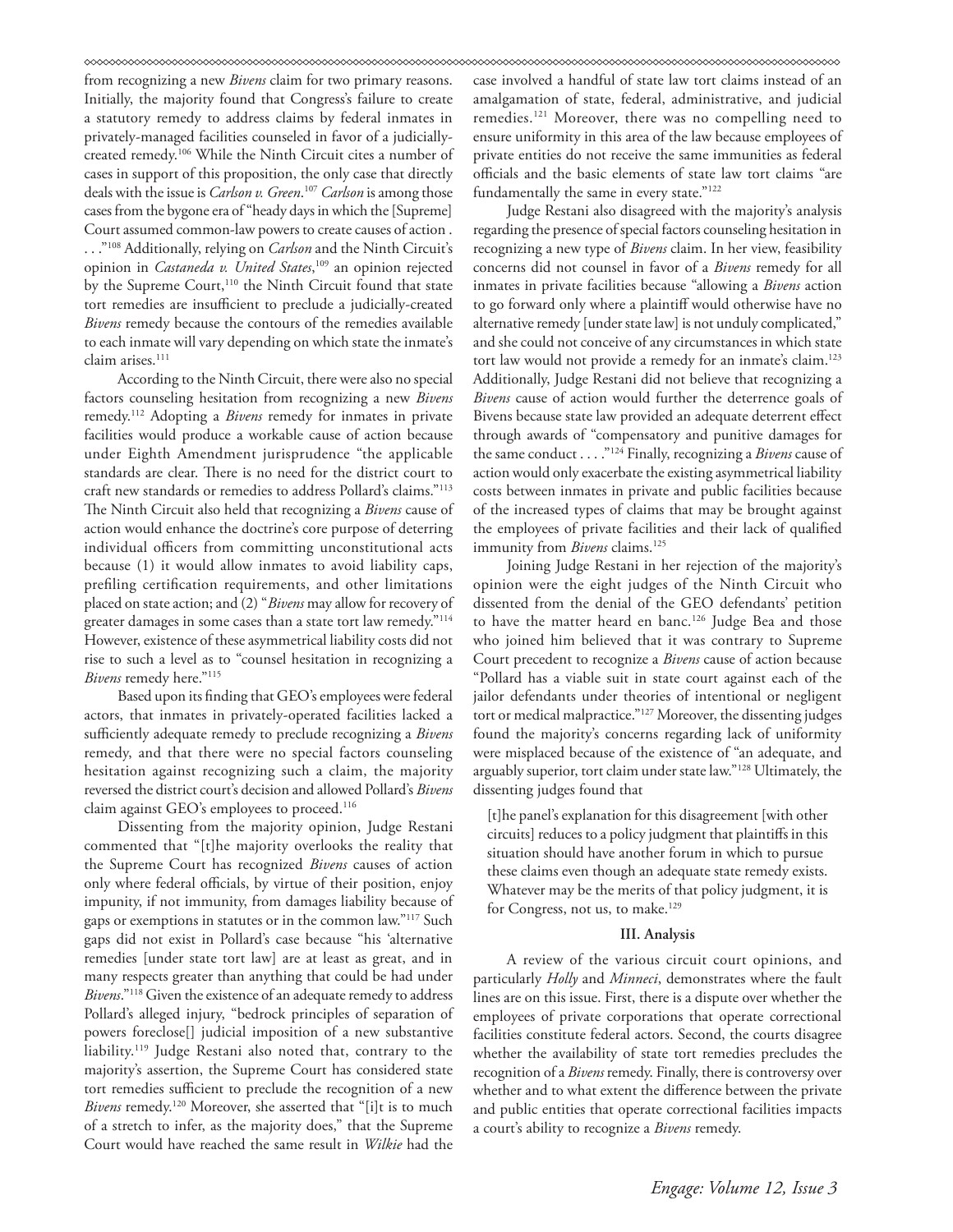from recognizing a new *Bivens* claim for two primary reasons. Initially, the majority found that Congress's failure to create a statutory remedy to address claims by federal inmates in privately-managed facilities counseled in favor of a judicially-created remedy.[106] While the Ninth Circuit cites a number of cases in support of this proposition, the only case that directly deals with the issue is *Carlson v. Green*.[107] *Carlson* is among those cases from the bygone era of "heady days in which the [Supreme] Court assumed common-law powers to create causes of action . . . ."[108] Additionally, relying on *Carlson* and the Ninth Circuit's opinion in *Castaneda v. United States*,[109] an opinion rejected by the Supreme Court,[110] the Ninth Circuit found that state tort remedies are insufficient to preclude a judicially-created *Bivens* remedy because the contours of the remedies available to each inmate will vary depending on which state the inmate's claim arises.[111]

According to the Ninth Circuit, there were also no special factors counseling hesitation from recognizing a new *Bivens* remedy.[112] Adopting a *Bivens* remedy for inmates in private facilities would produce a workable cause of action because under Eighth Amendment jurisprudence "the applicable standards are clear. There is no need for the district court to craft new standards or remedies to address Pollard's claims."[113] The Ninth Circuit also held that recognizing a *Bivens* cause of action would enhance the doctrine's core purpose of deterring individual officers from committing unconstitutional acts because (1) it would allow inmates to avoid liability caps, prefiling certification requirements, and other limitations placed on state action; and (2) "*Bivens* may allow for recovery of greater damages in some cases than a state tort law remedy."[114] However, existence of these asymmetrical liability costs did not rise to such a level as to "counsel hesitation in recognizing a *Bivens* remedy here."[115]

Based upon its finding that GEO's employees were federal actors, that inmates in privately-operated facilities lacked a sufficiently adequate remedy to preclude recognizing a *Bivens* remedy, and that there were no special factors counseling hesitation against recognizing such a claim, the majority reversed the district court's decision and allowed Pollard's *Bivens* claim against GEO's employees to proceed.[116]

Dissenting from the majority opinion, Judge Restani commented that "[t]he majority overlooks the reality that the Supreme Court has recognized *Bivens* causes of action only where federal officials, by virtue of their position, enjoy impunity, if not immunity, from damages liability because of gaps or exemptions in statutes or in the common law."[117] Such gaps did not exist in Pollard's case because "his 'alternative remedies [under state tort law] are at least as great, and in many respects greater than anything that could be had under *Bivens*."[118] Given the existence of an adequate remedy to address Pollard's alleged injury, "bedrock principles of separation of powers foreclose[] judicial imposition of a new substantive liability.[119] Judge Restani also noted that, contrary to the majority's assertion, the Supreme Court has considered state tort remedies sufficient to preclude the recognition of a new *Bivens* remedy.[120] Moreover, she asserted that "[i]t is to much of a stretch to infer, as the majority does," that the Supreme Court would have reached the same result in *Wilkie* had the case involved a handful of state law tort claims instead of an amalgamation of state, federal, administrative, and judicial remedies.[121] Moreover, there was no compelling need to ensure uniformity in this area of the law because employees of private entities do not receive the same immunities as federal officials and the basic elements of state law tort claims "are fundamentally the same in every state."[122]

Judge Restani also disagreed with the majority's analysis regarding the presence of special factors counseling hesitation in recognizing a new type of *Bivens* claim. In her view, feasibility concerns did not counsel in favor of a *Bivens* remedy for all inmates in private facilities because "allowing a *Bivens* action to go forward only where a plaintiff would otherwise have no alternative remedy [under state law] is not unduly complicated," and she could not conceive of any circumstances in which state tort law would not provide a remedy for an inmate's claim.[123] Additionally, Judge Restani did not believe that recognizing a *Bivens* cause of action would further the deterrence goals of Bivens because state law provided an adequate deterrent effect through awards of "compensatory and punitive damages for the same conduct . . . ."[124] Finally, recognizing a *Bivens* cause of action would only exacerbate the existing asymmetrical liability costs between inmates in private and public facilities because of the increased types of claims that may be brought against the employees of private facilities and their lack of qualified immunity from *Bivens* claims.[125]

Joining Judge Restani in her rejection of the majority's opinion were the eight judges of the Ninth Circuit who dissented from the denial of the GEO defendants' petition to have the matter heard en banc.[126] Judge Bea and those who joined him believed that it was contrary to Supreme Court precedent to recognize a *Bivens* cause of action because "Pollard has a viable suit in state court against each of the jailor defendants under theories of intentional or negligent tort or medical malpractice."[127] Moreover, the dissenting judges found the majority's concerns regarding lack of uniformity were misplaced because of the existence of "an adequate, and arguably superior, tort claim under state law."[128] Ultimately, the dissenting judges found that

> [t]he panel's explanation for this disagreement [with other circuits] reduces to a policy judgment that plaintiffs in this situation should have another forum in which to pursue these claims even though an adequate state remedy exists. Whatever may be the merits of that policy judgment, it is for Congress, not us, to make.[129]

### III. Analysis

A review of the various circuit court opinions, and particularly *Holly* and *Minneci*, demonstrates where the fault lines are on this issue. First, there is a dispute over whether the employees of private corporations that operate correctional facilities constitute federal actors. Second, the courts disagree whether the availability of state tort remedies precludes the recognition of a *Bivens* remedy. Finally, there is controversy over whether and to what extent the difference between the private and public entities that operate correctional facilities impacts a court's ability to recognize a *Bivens* remedy.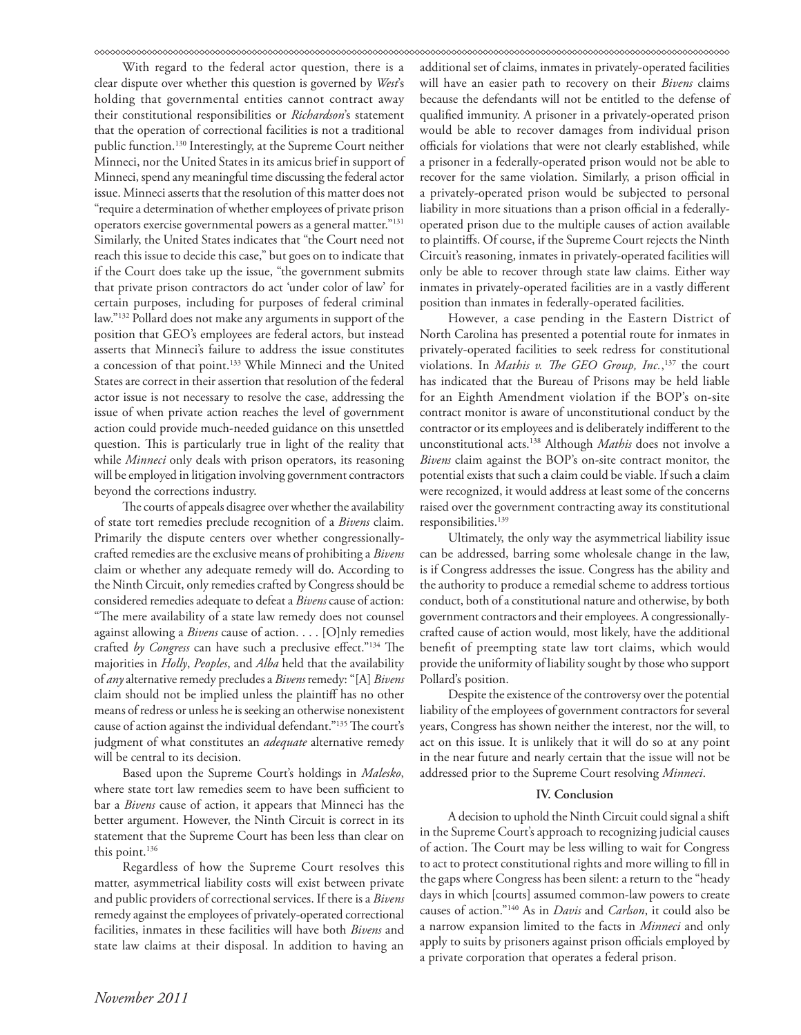With regard to the federal actor question, there is a clear dispute over whether this question is governed by *West*'s holding that governmental entities cannot contract away their constitutional responsibilities or *Richardson*'s statement that the operation of correctional facilities is not a traditional public function.[130] Interestingly, at the Supreme Court neither Minneci, nor the United States in its amicus brief in support of Minneci, spend any meaningful time discussing the federal actor issue. Minneci asserts that the resolution of this matter does not "require a determination of whether employees of private prison operators exercise governmental powers as a general matter."[131] Similarly, the United States indicates that "the Court need not reach this issue to decide this case," but goes on to indicate that if the Court does take up the issue, "the government submits that private prison contractors do act 'under color of law' for certain purposes, including for purposes of federal criminal law."[132] Pollard does not make any arguments in support of the position that GEO's employees are federal actors, but instead asserts that Minneci's failure to address the issue constitutes a concession of that point.[133] While Minneci and the United States are correct in their assertion that resolution of the federal actor issue is not necessary to resolve the case, addressing the issue of when private action reaches the level of government action could provide much-needed guidance on this unsettled question. This is particularly true in light of the reality that while *Minneci* only deals with prison operators, its reasoning will be employed in litigation involving government contractors beyond the corrections industry.

The courts of appeals disagree over whether the availability of state tort remedies preclude recognition of a *Bivens* claim. Primarily the dispute centers over whether congressionally-crafted remedies are the exclusive means of prohibiting a *Bivens* claim or whether any adequate remedy will do. According to the Ninth Circuit, only remedies crafted by Congress should be considered remedies adequate to defeat a *Bivens* cause of action: "The mere availability of a state law remedy does not counsel against allowing a *Bivens* cause of action. . . . [O]nly remedies crafted *by Congress* can have such a preclusive effect."[134] The majorities in *Holly*, *Peoples*, and *Alba* held that the availability of *any* alternative remedy precludes a *Bivens* remedy: "[A] *Bivens* claim should not be implied unless the plaintiff has no other means of redress or unless he is seeking an otherwise nonexistent cause of action against the individual defendant."[135] The court's judgment of what constitutes an *adequate* alternative remedy will be central to its decision.

Based upon the Supreme Court's holdings in *Malesko*, where state tort law remedies seem to have been sufficient to bar a *Bivens* cause of action, it appears that Minneci has the better argument. However, the Ninth Circuit is correct in its statement that the Supreme Court has been less than clear on this point.[136]

Regardless of how the Supreme Court resolves this matter, asymmetrical liability costs will exist between private and public providers of correctional services. If there is a *Bivens* remedy against the employees of privately-operated correctional facilities, inmates in these facilities will have both *Bivens* and state law claims at their disposal. In addition to having an additional set of claims, inmates in privately-operated facilities will have an easier path to recovery on their *Bivens* claims because the defendants will not be entitled to the defense of qualified immunity. A prisoner in a privately-operated prison would be able to recover damages from individual prison officials for violations that were not clearly established, while a prisoner in a federally-operated prison would not be able to recover for the same violation. Similarly, a prison official in a privately-operated prison would be subjected to personal liability in more situations than a prison official in a federally-operated prison due to the multiple causes of action available to plaintiffs. Of course, if the Supreme Court rejects the Ninth Circuit's reasoning, inmates in privately-operated facilities will only be able to recover through state law claims. Either way inmates in privately-operated facilities are in a vastly different position than inmates in federally-operated facilities.

However, a case pending in the Eastern District of North Carolina has presented a potential route for inmates in privately-operated facilities to seek redress for constitutional violations. In *Mathis v. The GEO Group, Inc.*,[137] the court has indicated that the Bureau of Prisons may be held liable for an Eighth Amendment violation if the BOP's on-site contract monitor is aware of unconstitutional conduct by the contractor or its employees and is deliberately indifferent to the unconstitutional acts.[138] Although *Mathis* does not involve a *Bivens* claim against the BOP's on-site contract monitor, the potential exists that such a claim could be viable. If such a claim were recognized, it would address at least some of the concerns raised over the government contracting away its constitutional responsibilities.[139]

Ultimately, the only way the asymmetrical liability issue can be addressed, barring some wholesale change in the law, is if Congress addresses the issue. Congress has the ability and the authority to produce a remedial scheme to address tortious conduct, both of a constitutional nature and otherwise, by both government contractors and their employees. A congressionally-crafted cause of action would, most likely, have the additional benefit of preempting state law tort claims, which would provide the uniformity of liability sought by those who support Pollard's position.

Despite the existence of the controversy over the potential liability of the employees of government contractors for several years, Congress has shown neither the interest, nor the will, to act on this issue. It is unlikely that it will do so at any point in the near future and nearly certain that the issue will not be addressed prior to the Supreme Court resolving *Minneci*.

## IV. Conclusion

A decision to uphold the Ninth Circuit could signal a shift in the Supreme Court's approach to recognizing judicial causes of action. The Court may be less willing to wait for Congress to act to protect constitutional rights and more willing to fill in the gaps where Congress has been silent: a return to the "heady days in which [courts] assumed common-law powers to create causes of action."[140] As in *Davis* and *Carlson*, it could also be a narrow expansion limited to the facts in *Minneci* and only apply to suits by prisoners against prison officials employed by a private corporation that operates a federal prison.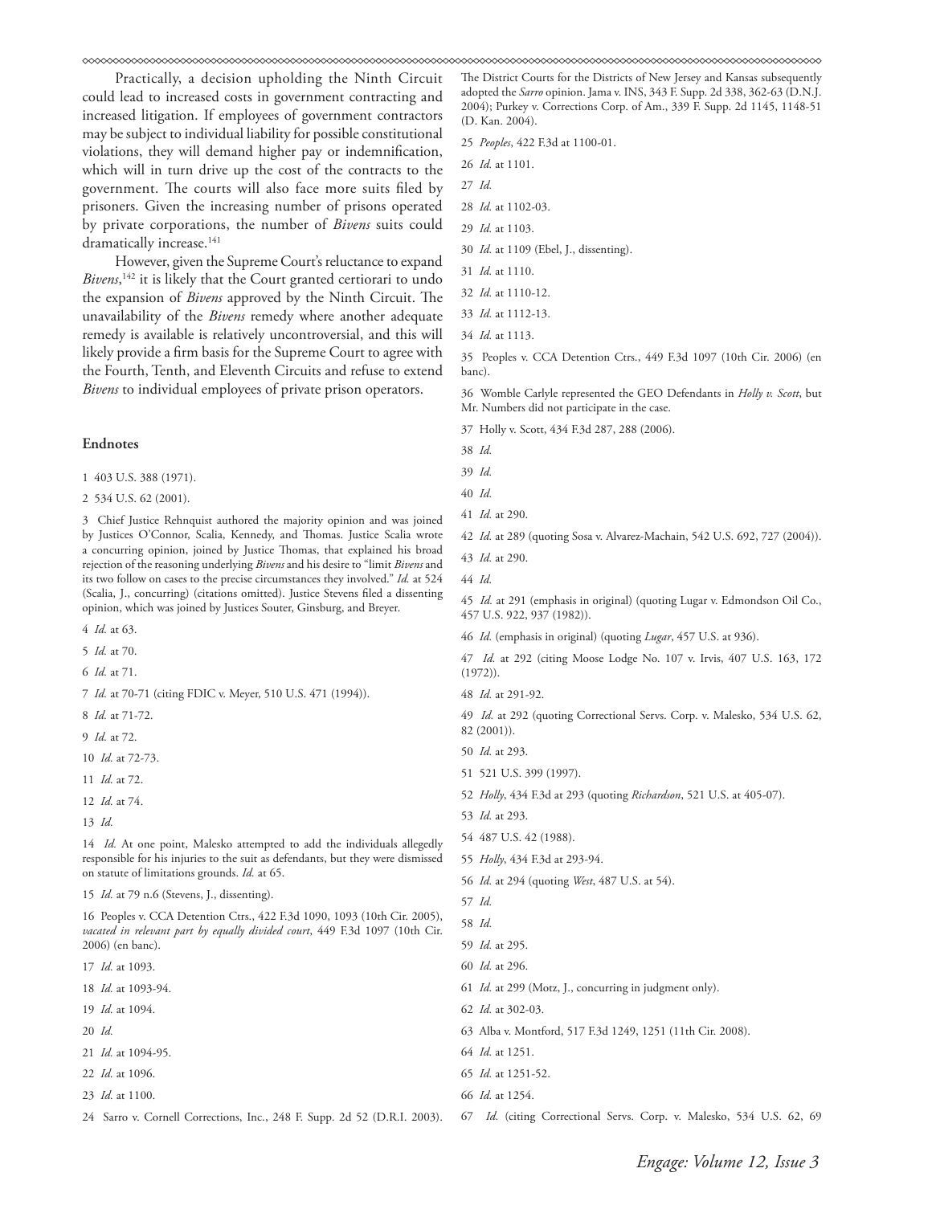Practically, a decision upholding the Ninth Circuit could lead to increased costs in government contracting and increased litigation. If employees of government contractors may be subject to individual liability for possible constitutional violations, they will demand higher pay or indemnification, which will in turn drive up the cost of the contracts to the government. The courts will also face more suits filed by prisoners. Given the increasing number of prisons operated by private corporations, the number of *Bivens* suits could dramatically increase.[141]

However, given the Supreme Court's reluctance to expand *Bivens*,[142] it is likely that the Court granted certiorari to undo the expansion of *Bivens* approved by the Ninth Circuit. The unavailability of the *Bivens* remedy where another adequate remedy is available is relatively uncontroversial, and this will likely provide a firm basis for the Supreme Court to agree with the Fourth, Tenth, and Eleventh Circuits and refuse to extend *Bivens* to individual employees of private prison operators.

## Endnotes

1 403 U.S. 388 (1971).

2 534 U.S. 62 (2001).

3 Chief Justice Rehnquist authored the majority opinion and was joined by Justices O'Connor, Scalia, Kennedy, and Thomas. Justice Scalia wrote a concurring opinion, joined by Justice Thomas, that explained his broad rejection of the reasoning underlying *Bivens* and his desire to "limit *Bivens* and its two follow on cases to the precise circumstances they involved." *Id.* at 524 (Scalia, J., concurring) (citations omitted). Justice Stevens filed a dissenting opinion, which was joined by Justices Souter, Ginsburg, and Breyer.

4 *Id.* at 63.

5 *Id.* at 70.

6 *Id.* at 71.

7 *Id.* at 70-71 (citing FDIC v. Meyer, 510 U.S. 471 (1994)).

8 *Id.* at 71-72.

9 *Id.* at 72.

10 *Id.* at 72-73.

11 *Id.* at 72.

12 *Id.* at 74.

13 *Id.*

14 *Id.* At one point, Malesko attempted to add the individuals allegedly responsible for his injuries to the suit as defendants, but they were dismissed on statute of limitations grounds. *Id.* at 65.

15 *Id.* at 79 n.6 (Stevens, J., dissenting).

16 Peoples v. CCA Detention Ctrs., 422 F.3d 1090, 1093 (10th Cir. 2005), *vacated in relevant part by equally divided court*, 449 F.3d 1097 (10th Cir. 2006) (en banc).

17 *Id.* at 1093.

18 *Id.* at 1093-94.

19 *Id.* at 1094.

20 *Id.*

21 *Id.* at 1094-95.

22 *Id.* at 1096.

23 *Id.* at 1100.

24 Sarro v. Cornell Corrections, Inc., 248 F. Supp. 2d 52 (D.R.I. 2003). The District Courts for the Districts of New Jersey and Kansas subsequently adopted the *Sarro* opinion. Jama v. INS, 343 F. Supp. 2d 338, 362-63 (D.N.J. 2004); Purkey v. Corrections Corp. of Am., 339 F. Supp. 2d 1145, 1148-51 (D. Kan. 2004).

25 *Peoples*, 422 F.3d at 1100-01.

26 *Id.* at 1101.

27 *Id.*

28 *Id.* at 1102-03.

29 *Id.* at 1103.

30 *Id.* at 1109 (Ebel, J., dissenting).

31 *Id.* at 1110.

32 *Id.* at 1110-12.

33 *Id.* at 1112-13.

34 *Id.* at 1113.

35 Peoples v. CCA Detention Ctrs., 449 F.3d 1097 (10th Cir. 2006) (en banc).

36 Womble Carlyle represented the GEO Defendants in *Holly v. Scott*, but Mr. Numbers did not participate in the case.

37 Holly v. Scott, 434 F.3d 287, 288 (2006).

38 *Id.*

39 *Id.*

40 *Id.*

41 *Id.* at 290.

42 *Id.* at 289 (quoting Sosa v. Alvarez-Machain, 542 U.S. 692, 727 (2004)).

43 *Id.* at 290.

44 *Id.*

45 *Id.* at 291 (emphasis in original) (quoting Lugar v. Edmondson Oil Co., 457 U.S. 922, 937 (1982)).

46 *Id.* (emphasis in original) (quoting *Lugar*, 457 U.S. at 936).

47 *Id.* at 292 (citing Moose Lodge No. 107 v. Irvis, 407 U.S. 163, 172 (1972)).

48 *Id.* at 291-92.

49 *Id.* at 292 (quoting Correctional Servs. Corp. v. Malesko, 534 U.S. 62, 82 (2001)).

50 *Id.* at 293.

51 521 U.S. 399 (1997).

52 *Holly*, 434 F.3d at 293 (quoting *Richardson*, 521 U.S. at 405-07).

53 *Id.* at 293.

54 487 U.S. 42 (1988).

55 *Holly*, 434 F.3d at 293-94.

56 *Id.* at 294 (quoting *West*, 487 U.S. at 54).

57 *Id.*

58 *Id.*

59 *Id.* at 295.

60 *Id.* at 296.

61 *Id.* at 299 (Motz, J., concurring in judgment only).

62 *Id.* at 302-03.

63 Alba v. Montford, 517 F.3d 1249, 1251 (11th Cir. 2008).

64 *Id.* at 1251.

65 *Id.* at 1251-52.

66 *Id.* at 1254.

67 *Id.* (citing Correctional Servs. Corp. v. Malesko, 534 U.S. 62, 69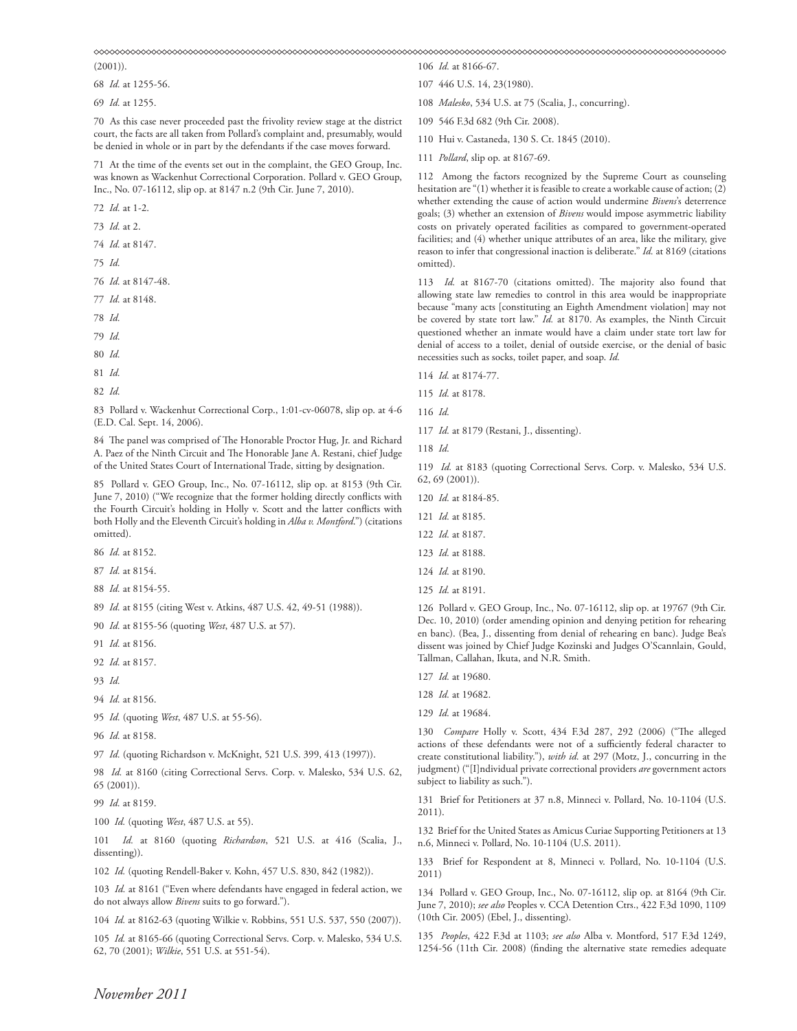(2001)).

68 *Id.* at 1255-56.

69 *Id.* at 1255.

70 As this case never proceeded past the frivolity review stage at the district court, the facts are all taken from Pollard's complaint and, presumably, would be denied in whole or in part by the defendants if the case moves forward.

71 At the time of the events set out in the complaint, the GEO Group, Inc. was known as Wackenhut Correctional Corporation. Pollard v. GEO Group, Inc., No. 07-16112, slip op. at 8147 n.2 (9th Cir. June 7, 2010).

72 *Id.* at 1-2.

73 *Id.* at 2.

74 *Id.* at 8147.

75 *Id.*

76 *Id.* at 8147-48.

77 *Id.* at 8148.

78 *Id.*

79 *Id.*

80 *Id.*

81 *Id.*

82 *Id.*

83 Pollard v. Wackenhut Correctional Corp., 1:01-cv-06078, slip op. at 4-6 (E.D. Cal. Sept. 14, 2006).

84 The panel was comprised of The Honorable Proctor Hug, Jr. and Richard A. Paez of the Ninth Circuit and The Honorable Jane A. Restani, chief Judge of the United States Court of International Trade, sitting by designation.

85 Pollard v. GEO Group, Inc., No. 07-16112, slip op. at 8153 (9th Cir. June 7, 2010) ("We recognize that the former holding directly conflicts with the Fourth Circuit's holding in Holly v. Scott and the latter conflicts with both Holly and the Eleventh Circuit's holding in *Alba v. Montford*.") (citations omitted).

86 *Id.* at 8152.

87 *Id.* at 8154.

88 *Id.* at 8154-55.

89 *Id.* at 8155 (citing West v. Atkins, 487 U.S. 42, 49-51 (1988)).

90 *Id.* at 8155-56 (quoting *West*, 487 U.S. at 57).

91 *Id.* at 8156.

92 *Id.* at 8157.

93 *Id.*

94 *Id.* at 8156.

95 *Id.* (quoting *West*, 487 U.S. at 55-56).

96 *Id.* at 8158.

97 *Id.* (quoting Richardson v. McKnight, 521 U.S. 399, 413 (1997)).

98 *Id.* at 8160 (citing Correctional Servs. Corp. v. Malesko, 534 U.S. 62, 65 (2001)).

99 *Id.* at 8159.

100 *Id.* (quoting *West*, 487 U.S. at 55).

101 *Id.* at 8160 (quoting *Richardson*, 521 U.S. at 416 (Scalia, J., dissenting)).

102 *Id.* (quoting Rendell-Baker v. Kohn, 457 U.S. 830, 842 (1982)).

103 *Id.* at 8161 ("Even where defendants have engaged in federal action, we do not always allow *Bivens* suits to go forward.").

104 *Id.* at 8162-63 (quoting Wilkie v. Robbins, 551 U.S. 537, 550 (2007)).

105 *Id.* at 8165-66 (quoting Correctional Servs. Corp. v. Malesko, 534 U.S. 62, 70 (2001); *Wilkie*, 551 U.S. at 551-54).

106 *Id.* at 8166-67.

107 446 U.S. 14, 23(1980).

108 *Malesko*, 534 U.S. at 75 (Scalia, J., concurring).

109 546 F.3d 682 (9th Cir. 2008).

110 Hui v. Castaneda, 130 S. Ct. 1845 (2010).

111 *Pollard*, slip op. at 8167-69.

112 Among the factors recognized by the Supreme Court as counseling hesitation are "(1) whether it is feasible to create a workable cause of action; (2) whether extending the cause of action would undermine *Bivens*'s deterrence goals; (3) whether an extension of *Bivens* would impose asymmetric liability costs on privately operated facilities as compared to government-operated facilities; and (4) whether unique attributes of an area, like the military, give reason to infer that congressional inaction is deliberate." *Id.* at 8169 (citations omitted).

113 *Id.* at 8167-70 (citations omitted). The majority also found that allowing state law remedies to control in this area would be inappropriate because "many acts [constituting an Eighth Amendment violation] may not be covered by state tort law." *Id.* at 8170. As examples, the Ninth Circuit questioned whether an inmate would have a claim under state tort law for denial of access to a toilet, denial of outside exercise, or the denial of basic necessities such as socks, toilet paper, and soap. *Id.*

114 *Id.* at 8174-77.

115 *Id.* at 8178.

116 *Id.*

117 *Id.* at 8179 (Restani, J., dissenting).

118 *Id.*

119 *Id.* at 8183 (quoting Correctional Servs. Corp. v. Malesko, 534 U.S. 62, 69 (2001)).

120 *Id.* at 8184-85.

121 *Id.* at 8185.

122 *Id.* at 8187.

123 *Id.* at 8188.

124 *Id.* at 8190.

125 *Id.* at 8191.

126 Pollard v. GEO Group, Inc., No. 07-16112, slip op. at 19767 (9th Cir. Dec. 10, 2010) (order amending opinion and denying petition for rehearing en banc). (Bea, J., dissenting from denial of rehearing en banc). Judge Bea's dissent was joined by Chief Judge Kozinski and Judges O'Scannlain, Gould, Tallman, Callahan, Ikuta, and N.R. Smith.

127 *Id.* at 19680.

128 *Id.* at 19682.

129 *Id.* at 19684.

130 *Compare* Holly v. Scott, 434 F.3d 287, 292 (2006) ("The alleged actions of these defendants were not of a sufficiently federal character to create constitutional liability."), *with id.* at 297 (Motz, J., concurring in the judgment) ("[I]ndividual private correctional providers *are* government actors subject to liability as such.").

131 Brief for Petitioners at 37 n.8, Minneci v. Pollard, No. 10-1104 (U.S. 2011).

132 Brief for the United States as Amicus Curiae Supporting Petitioners at 13 n.6, Minneci v. Pollard, No. 10-1104 (U.S. 2011).

133 Brief for Respondent at 8, Minneci v. Pollard, No. 10-1104 (U.S. 2011)

134 Pollard v. GEO Group, Inc., No. 07-16112, slip op. at 8164 (9th Cir. June 7, 2010); *see also* Peoples v. CCA Detention Ctrs., 422 F.3d 1090, 1109 (10th Cir. 2005) (Ebel, J., dissenting).

135 *Peoples*, 422 F.3d at 1103; *see also* Alba v. Montford, 517 F.3d 1249, 1254-56 (11th Cir. 2008) (finding the alternative state remedies adequate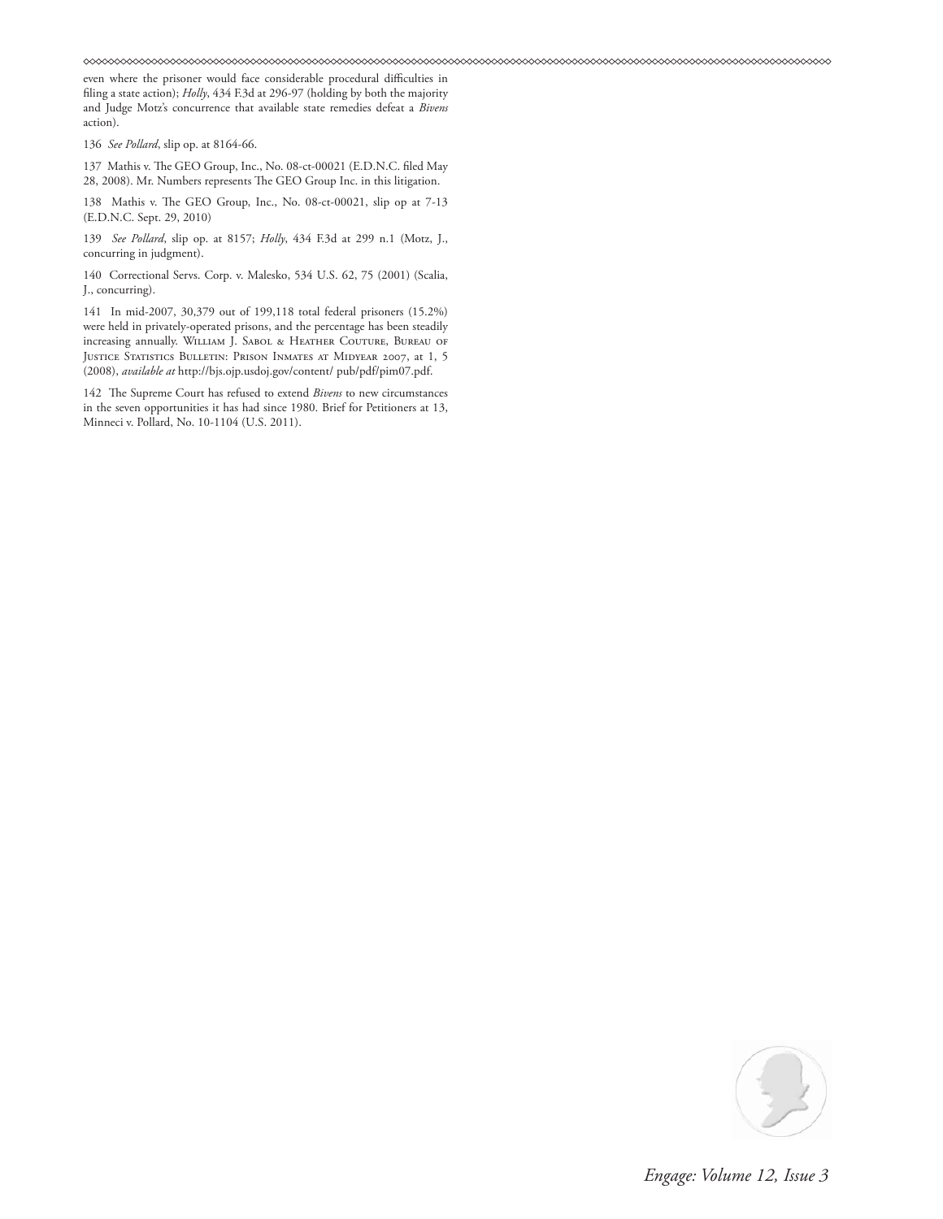even where the prisoner would face considerable procedural difficulties in filing a state action); *Holly*, 434 F.3d at 296-97 (holding by both the majority and Judge Motz's concurrence that available state remedies defeat a *Bivens* action).

136 *See Pollard*, slip op. at 8164-66.

137 Mathis v. The GEO Group, Inc., No. 08-ct-00021 (E.D.N.C. filed May 28, 2008). Mr. Numbers represents The GEO Group Inc. in this litigation.

138 Mathis v. The GEO Group, Inc., No. 08-ct-00021, slip op at 7-13 (E.D.N.C. Sept. 29, 2010)

139 *See Pollard*, slip op. at 8157; *Holly*, 434 F.3d at 299 n.1 (Motz, J., concurring in judgment).

140 Correctional Servs. Corp. v. Malesko, 534 U.S. 62, 75 (2001) (Scalia, J., concurring).

141 In mid-2007, 30,379 out of 199,118 total federal prisoners (15.2%) were held in privately-operated prisons, and the percentage has been steadily increasing annually. William J. Sabol & Heather Couture, Bureau of Justice Statistics Bulletin: Prison Inmates at Midyear 2007, at 1, 5 (2008), *available at* http://bjs.ojp.usdoj.gov/content/ pub/pdf/pim07.pdf.

142 The Supreme Court has refused to extend *Bivens* to new circumstances in the seven opportunities it has had since 1980. Brief for Petitioners at 13, Minneci v. Pollard, No. 10-1104 (U.S. 2011).